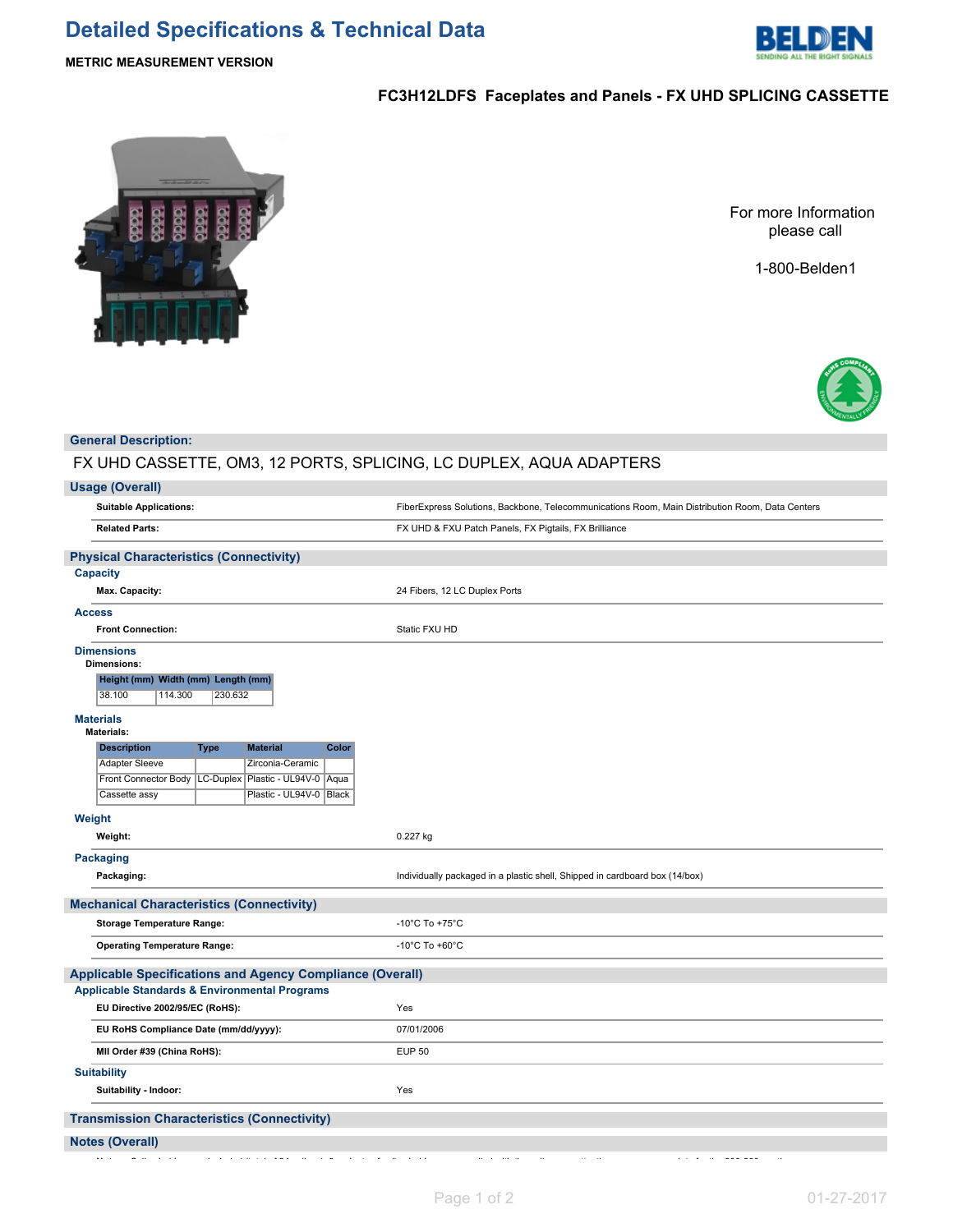# Detailed Specifications & Technical Data

**METRIC MEASUREMENT VERSION**

## FC3H12LDFS Faceplates and Panels - FX UHD SPLICING CASSETTE

For more Information please call

1-800-Belden1

## General Description:

FX UHD CASSETTE, OM3, 12 PORTS, SPLICING, LC DUPLEX, AQUA ADAPTERS

## Usage (Overall)

| | |
|---|---|
| **Suitable Applications:** | FiberExpress Solutions, Backbone, Telecommunications Room, Main Distribution Room, Data Centers |
| **Related Parts:** | FX UHD & FXU Patch Panels, FX Pigtails, FX Brilliance |

## Physical Characteristics (Connectivity)

### Capacity

| | |
|---|---|
| **Max. Capacity:** | 24 Fibers, 12 LC Duplex Ports |

### Access

| | |
|---|---|
| **Front Connection:** | Static FXU HD |

### Dimensions

**Dimensions:**

| Height (mm) | Width (mm) | Length (mm) |
|---|---|---|
| 38.100 | 114.300 | 230.632 |

### Materials

**Materials:**

| Description | Type | Material | Color |
|---|---|---|---|
| Adapter Sleeve | | Zirconia-Ceramic | |
| Front Connector Body | LC-Duplex | Plastic - UL94V-0 | Aqua |
| Cassette assy | | Plastic - UL94V-0 | Black |

### Weight

| | |
|---|---|
| **Weight:** | 0.227 kg |

### Packaging

| | |
|---|---|
| **Packaging:** | Individually packaged in a plastic shell, Shipped in cardboard box (14/box) |

## Mechanical Characteristics (Connectivity)

| | |
|---|---|
| **Storage Temperature Range:** | -10°C To +75°C |
| **Operating Temperature Range:** | -10°C To +60°C |

## Applicable Specifications and Agency Compliance (Overall)

### Applicable Standards & Environmental Programs

| | |
|---|---|
| **EU Directive 2002/95/EC (RoHS):** | Yes |
| **EU RoHS Compliance Date (mm/dd/yyyy):** | 07/01/2006 |
| **MII Order #39 (China RoHS):** | EUP 50 |

### Suitability

| | |
|---|---|
| **Suitability - Indoor:** | Yes |

## Transmission Characteristics (Connectivity)

## Notes (Overall)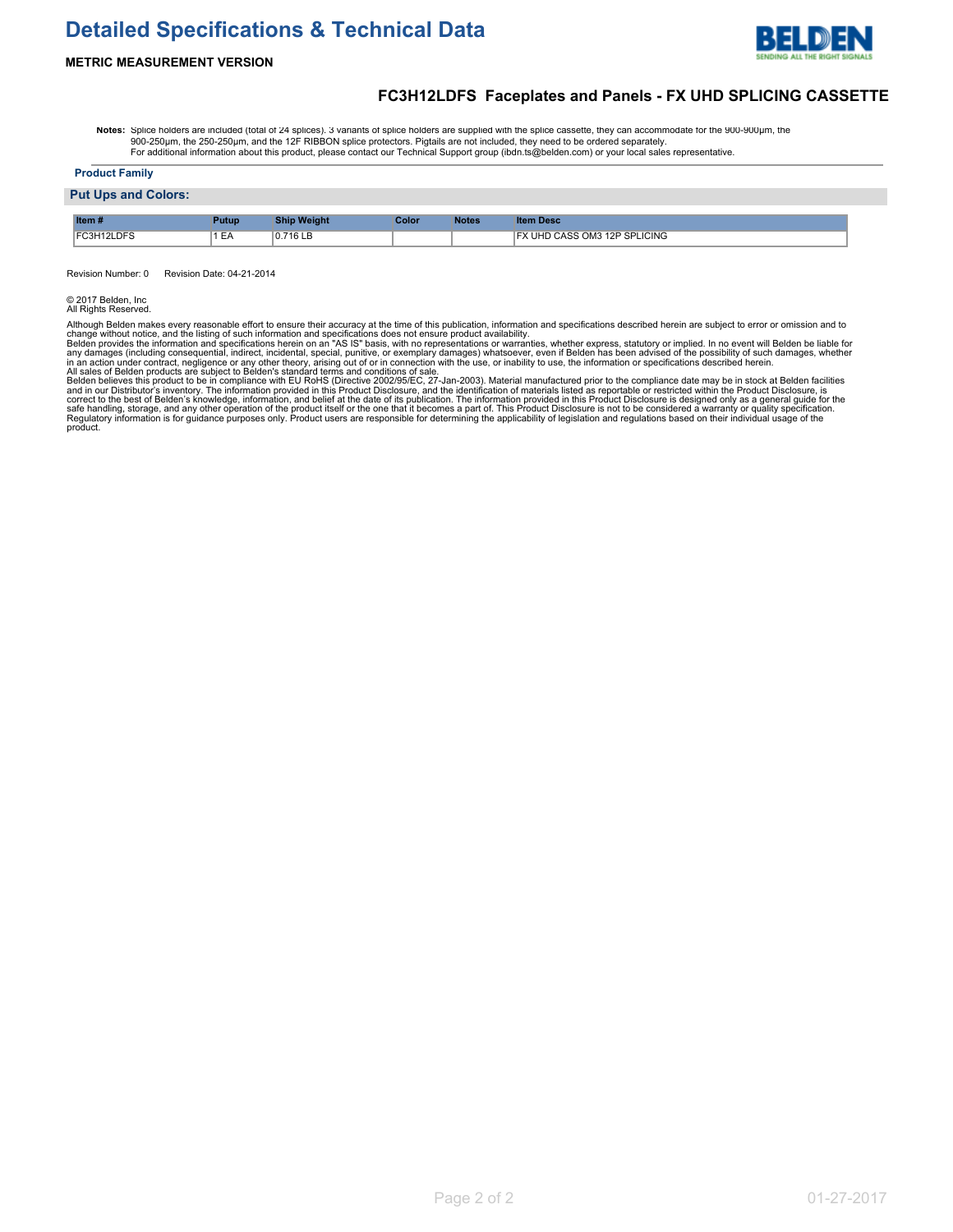# Detailed Specifications & Technical Data

**METRIC MEASUREMENT VERSION**

## FC3H12LDFS Faceplates and Panels - FX UHD SPLICING CASSETTE

**Notes:** Splice holders are included (total of 24 splices). 3 variants of splice holders are supplied with the splice cassette, they can accommodate for the 900-900µm, the 900-250µm, the 250-250µm, and the 12F RIBBON splice protectors. Pigtails are not included, they need to be ordered separately.
For additional information about this product, please contact our Technical Support group (ibdn.ts@belden.com) or your local sales representative.

**Product Family**

### Put Ups and Colors:

| Item # | Putup | Ship Weight | Color | Notes | Item Desc |
|---|---|---|---|---|---|
| FC3H12LDFS | 1 EA | 0.716 LB | | | FX UHD CASS OM3 12P SPLICING |

Revision Number: 0 Revision Date: 04-21-2014

© 2017 Belden, Inc
All Rights Reserved.

Although Belden makes every reasonable effort to ensure their accuracy at the time of this publication, information and specifications described herein are subject to error or omission and to change without notice, and the listing of such information and specifications does not ensure product availability.
Belden provides the information and specifications herein on an "AS IS" basis, with no representations or warranties, whether express, statutory or implied. In no event will Belden be liable for any damages (including consequential, indirect, incidental, special, punitive, or exemplary damages) whatsoever, even if Belden has been advised of the possibility of such damages, whether in an action under contract, negligence or any other theory, arising out of or in connection with the use, or inability to use, the information or specifications described herein.
All sales of Belden products are subject to Belden's standard terms and conditions of sale.
Belden believes this product to be in compliance with EU RoHS (Directive 2002/95/EC, 27-Jan-2003). Material manufactured prior to the compliance date may be in stock at Belden facilities and in our Distributor's inventory. The information provided in this Product Disclosure, and the identification of materials listed as reportable or restricted within the Product Disclosure, is correct to the best of Belden's knowledge, information, and belief at the date of its publication. The information provided in this Product Disclosure is designed only as a general guide for the safe handling, storage, and any other operation of the product itself or the one that it becomes a part of. This Product Disclosure is not to be considered a warranty or quality specification. Regulatory information is for guidance purposes only. Product users are responsible for determining the applicability of legislation and regulations based on their individual usage of the product.